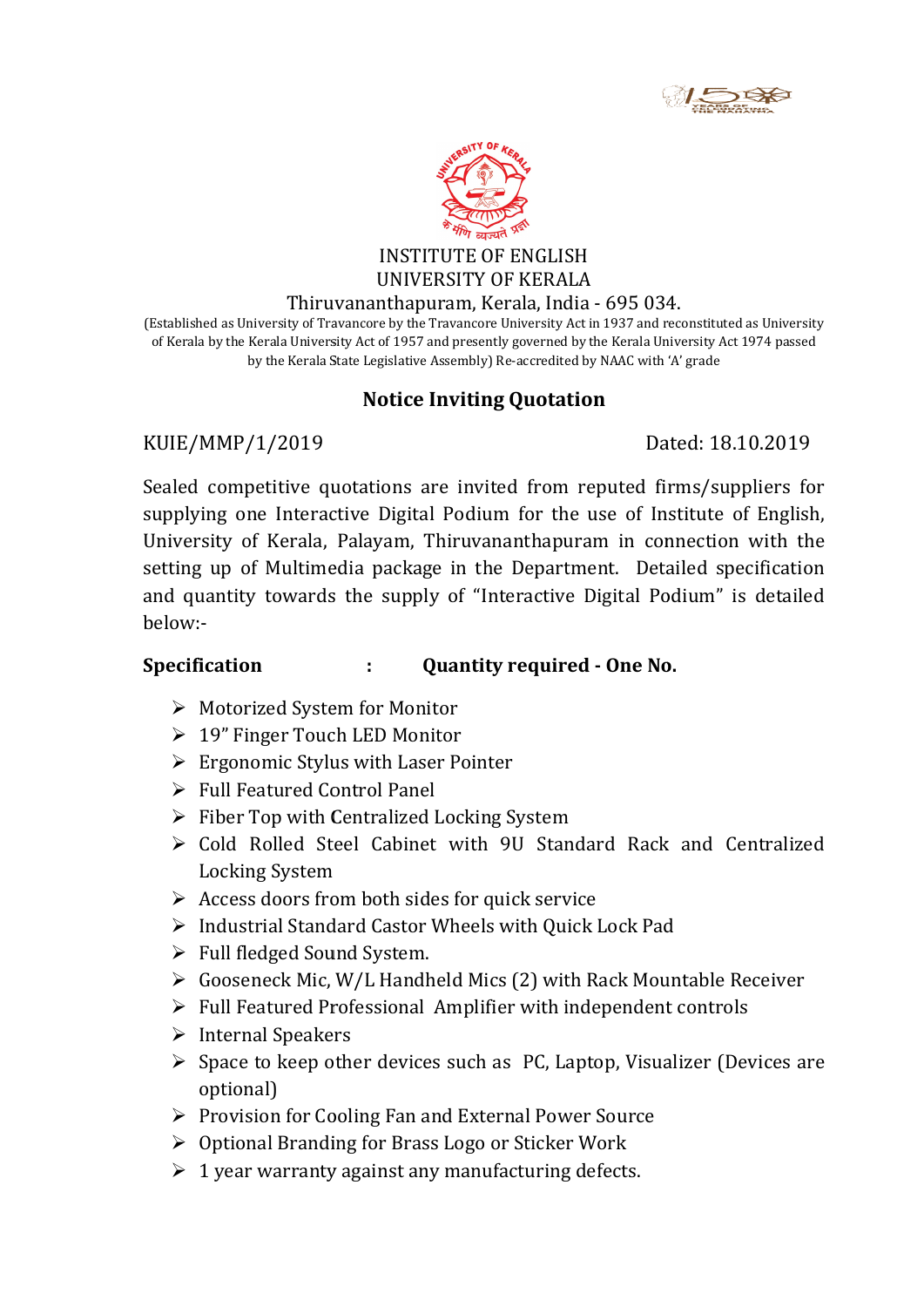INSTITUTE OF ENGLISH
UNIVERSITY OF KERALA
Thiruvananthapuram, Kerala, India - 695 034.

(Established as University of Travancore by the Travancore University Act in 1937 and reconstituted as University of Kerala by the Kerala University Act of 1957 and presently governed by the Kerala University Act 1974 passed by the Kerala State Legislative Assembly) Re-accredited by NAAC with 'A' grade

## Notice Inviting Quotation

KUIE/MMP/1/2019 Dated: 18.10.2019

Sealed competitive quotations are invited from reputed firms/suppliers for supplying one Interactive Digital Podium for the use of Institute of English, University of Kerala, Palayam, Thiruvananthapuram in connection with the setting up of Multimedia package in the Department. Detailed specification and quantity towards the supply of "Interactive Digital Podium" is detailed below:-

**Specification : Quantity required - One No.**

- Motorized System for Monitor
- 19" Finger Touch LED Monitor
- Ergonomic Stylus with Laser Pointer
- Full Featured Control Panel
- Fiber Top with Centralized Locking System
- Cold Rolled Steel Cabinet with 9U Standard Rack and Centralized Locking System
- Access doors from both sides for quick service
- Industrial Standard Castor Wheels with Quick Lock Pad
- Full fledged Sound System.
- Gooseneck Mic, W/L Handheld Mics (2) with Rack Mountable Receiver
- Full Featured Professional Amplifier with independent controls
- Internal Speakers
- Space to keep other devices such as PC, Laptop, Visualizer (Devices are optional)
- Provision for Cooling Fan and External Power Source
- Optional Branding for Brass Logo or Sticker Work
- 1 year warranty against any manufacturing defects.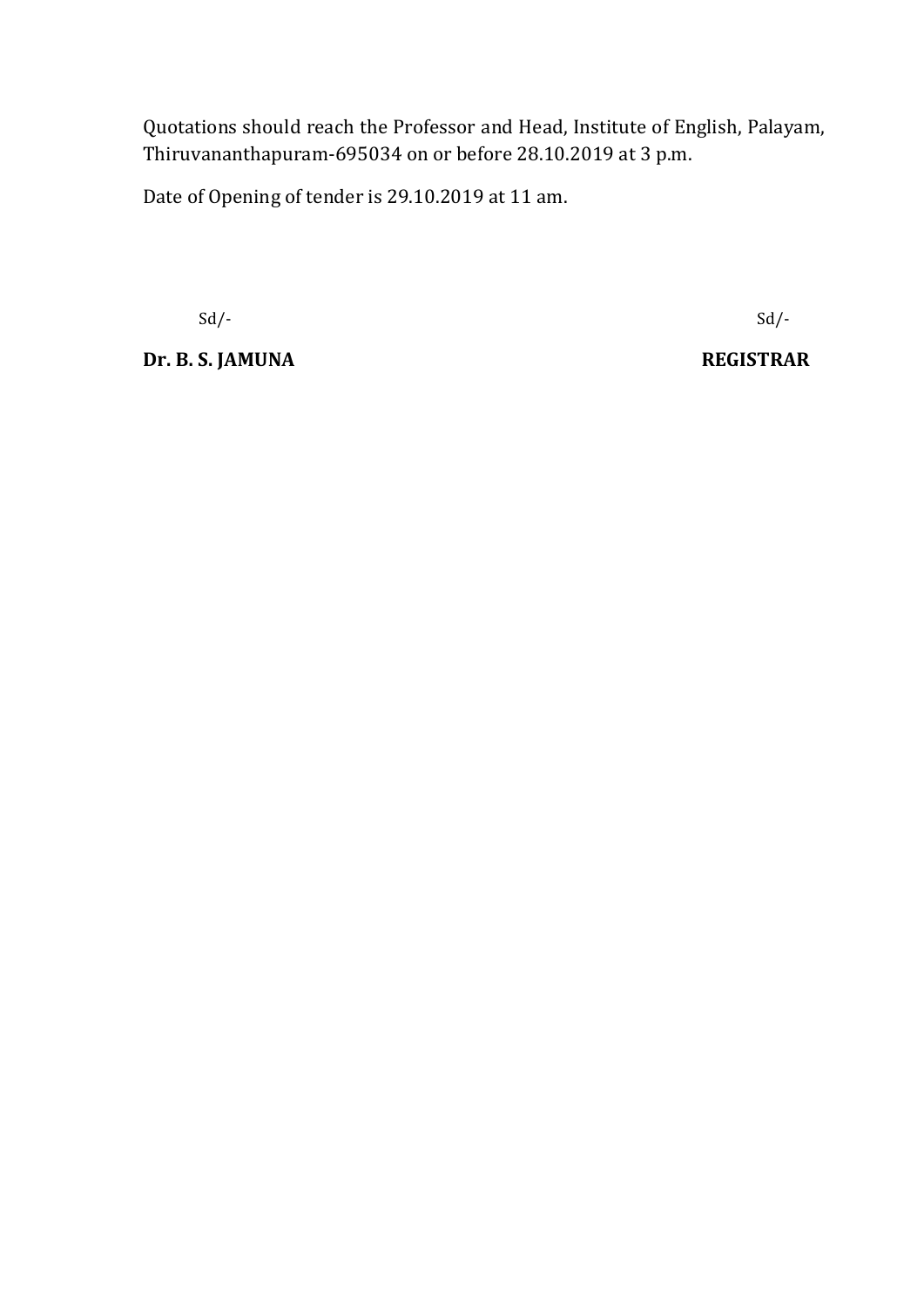Quotations should reach the Professor and Head, Institute of English, Palayam, Thiruvananthapuram-695034 on or before 28.10.2019 at 3 p.m.

Date of Opening of tender is 29.10.2019 at 11 am.

Sd/-

**Dr. B. S. JAMUNA**

Sd/-

**REGISTRAR**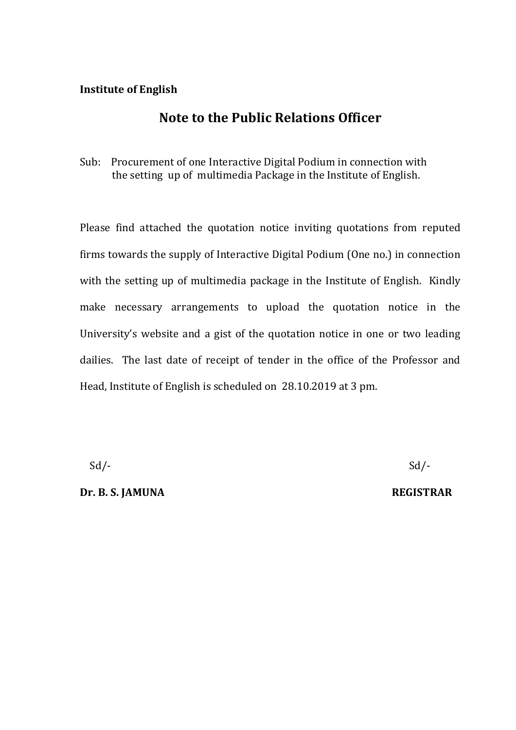**Institute of English**

## Note to the Public Relations Officer

Sub: Procurement of one Interactive Digital Podium in connection with the setting up of multimedia Package in the Institute of English.

Please find attached the quotation notice inviting quotations from reputed firms towards the supply of Interactive Digital Podium (One no.) in connection with the setting up of multimedia package in the Institute of English. Kindly make necessary arrangements to upload the quotation notice in the University's website and a gist of the quotation notice in one or two leading dailies. The last date of receipt of tender in the office of the Professor and Head, Institute of English is scheduled on 28.10.2019 at 3 pm.

Sd/-

**Dr. B. S. JAMUNA**

Sd/-

**REGISTRAR**